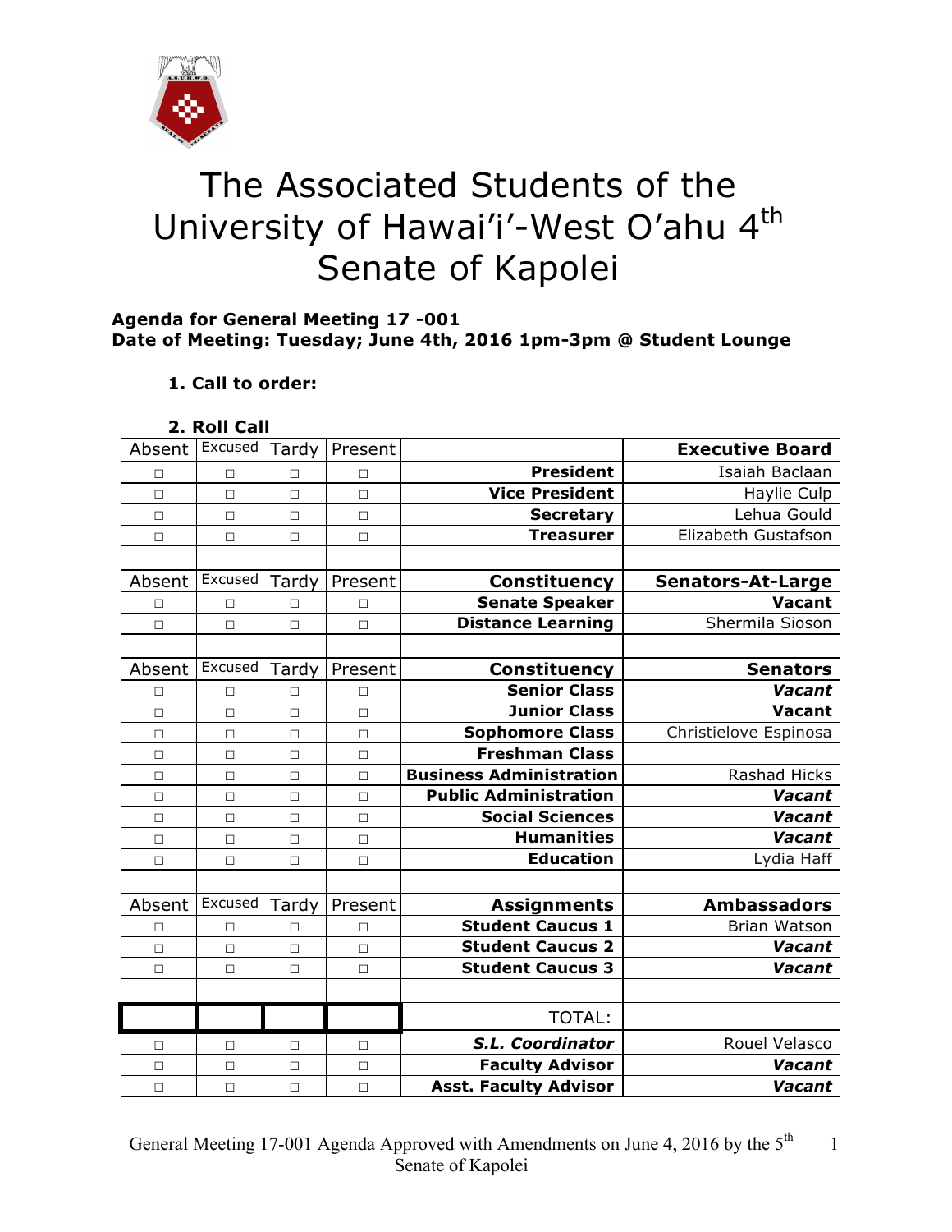# The Associated Students of the University of Hawai'i'-West O'ahu 4th Senate of Kapolei

**Agenda for General Meeting 17 -001**
**Date of Meeting: Tuesday; June 4th, 2016 1pm-3pm @ Student Lounge**

**1. Call to order:**

**2. Roll Call**

| Absent | Excused | Tardy | Present | | **Executive Board** |
|---|---|---|---|---|---|
| □ | □ | □ | □ | **President** | Isaiah Baclaan |
| □ | □ | □ | □ | **Vice President** | Haylie Culp |
| □ | □ | □ | □ | **Secretary** | Lehua Gould |
| □ | □ | □ | □ | **Treasurer** | Elizabeth Gustafson |
| | | | | | |
| Absent | Excused | Tardy | Present | **Constituency** | **Senators-At-Large** |
| □ | □ | □ | □ | **Senate Speaker** | **Vacant** |
| □ | □ | □ | □ | **Distance Learning** | Shermila Sioson |
| | | | | | |
| Absent | Excused | Tardy | Present | **Constituency** | **Senators** |
| □ | □ | □ | □ | **Senior Class** | ***Vacant*** |
| □ | □ | □ | □ | **Junior Class** | **Vacant** |
| □ | □ | □ | □ | **Sophomore Class** | Christielove Espinosa |
| □ | □ | □ | □ | **Freshman Class** | |
| □ | □ | □ | □ | **Business Administration** | Rashad Hicks |
| □ | □ | □ | □ | **Public Administration** | ***Vacant*** |
| □ | □ | □ | □ | **Social Sciences** | ***Vacant*** |
| □ | □ | □ | □ | **Humanities** | ***Vacant*** |
| □ | □ | □ | □ | **Education** | Lydia Haff |
| | | | | | |
| Absent | Excused | Tardy | Present | **Assignments** | **Ambassadors** |
| □ | □ | □ | □ | **Student Caucus 1** | Brian Watson |
| □ | □ | □ | □ | **Student Caucus 2** | ***Vacant*** |
| □ | □ | □ | □ | **Student Caucus 3** | ***Vacant*** |
| | | | | | |
| | | | | TOTAL: | |
| □ | □ | □ | □ | ***S.L. Coordinator*** | Rouel Velasco |
| □ | □ | □ | □ | **Faculty Advisor** | ***Vacant*** |
| □ | □ | □ | □ | **Asst. Faculty Advisor** | ***Vacant*** |

General Meeting 17-001 Agenda Approved with Amendments on June 4, 2016 by the 5th Senate of Kapolei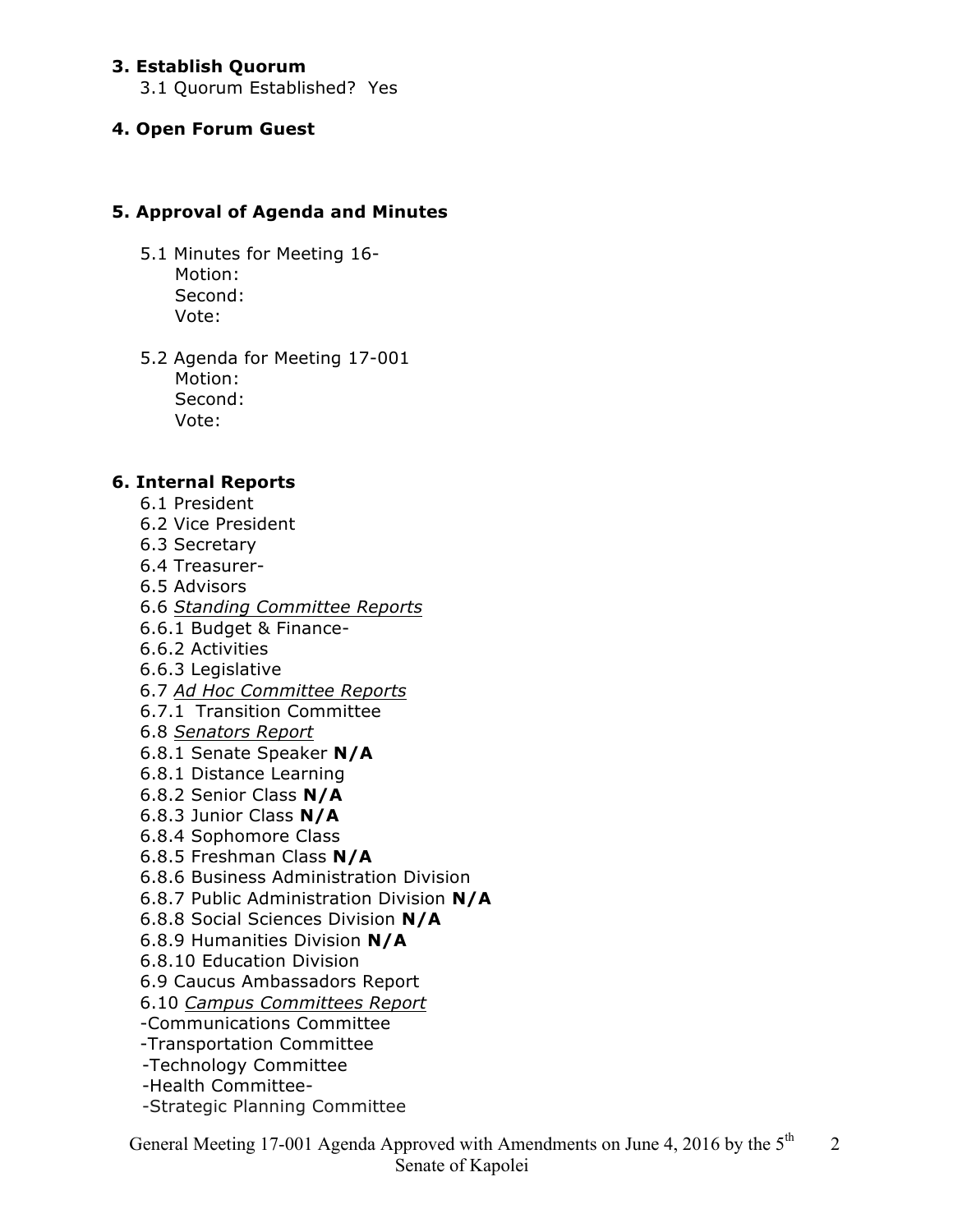### 3. Establish Quorum

3.1 Quorum Established? Yes

### 4. Open Forum Guest

### 5. Approval of Agenda and Minutes

5.1 Minutes for Meeting 16-
Motion:
Second:
Vote:

5.2 Agenda for Meeting 17-001
Motion:
Second:
Vote:

### 6. Internal Reports

6.1 President
6.2 Vice President
6.3 Secretary
6.4 Treasurer-
6.5 Advisors
6.6 *Standing Committee Reports*
6.6.1 Budget & Finance-
6.6.2 Activities
6.6.3 Legislative
6.7 *Ad Hoc Committee Reports*
6.7.1 Transition Committee
6.8 *Senators Report*
6.8.1 Senate Speaker **N/A**
6.8.1 Distance Learning
6.8.2 Senior Class **N/A**
6.8.3 Junior Class **N/A**
6.8.4 Sophomore Class
6.8.5 Freshman Class **N/A**
6.8.6 Business Administration Division
6.8.7 Public Administration Division **N/A**
6.8.8 Social Sciences Division **N/A**
6.8.9 Humanities Division **N/A**
6.8.10 Education Division
6.9 Caucus Ambassadors Report
6.10 *Campus Committees Report*
-Communications Committee
-Transportation Committee
-Technology Committee
-Health Committee-
-Strategic Planning Committee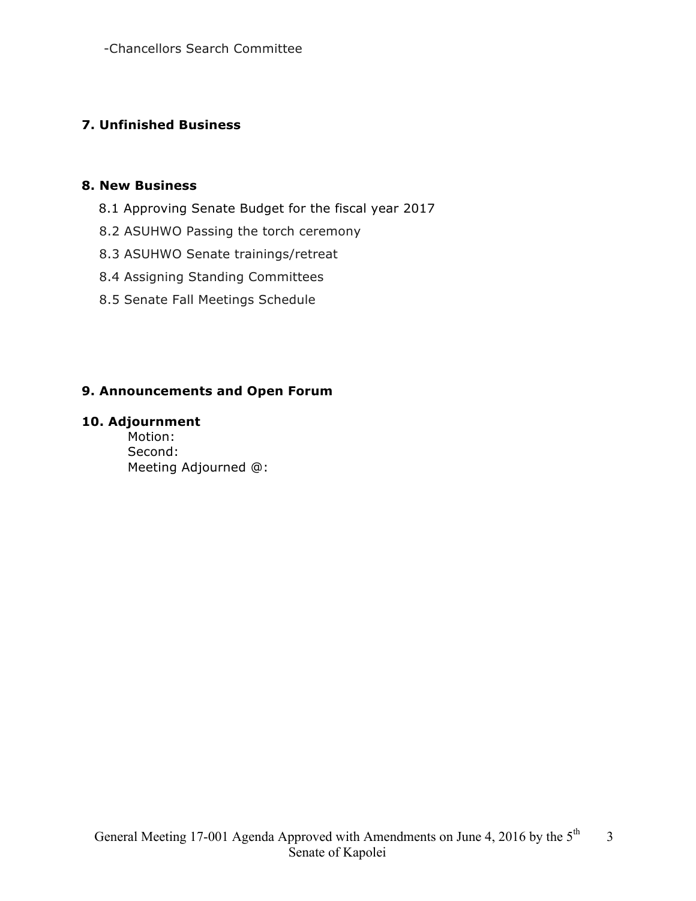-Chancellors Search Committee

**7. Unfinished Business**

**8. New Business**

8.1 Approving Senate Budget for the fiscal year 2017

8.2 ASUHWO Passing the torch ceremony

8.3 ASUHWO Senate trainings/retreat

8.4 Assigning Standing Committees

8.5 Senate Fall Meetings Schedule

**9. Announcements and Open Forum**

**10. Adjournment**

Motion:

Second:

Meeting Adjourned @:

General Meeting 17-001 Agenda Approved with Amendments on June 4, 2016 by the 5th Senate of Kapolei